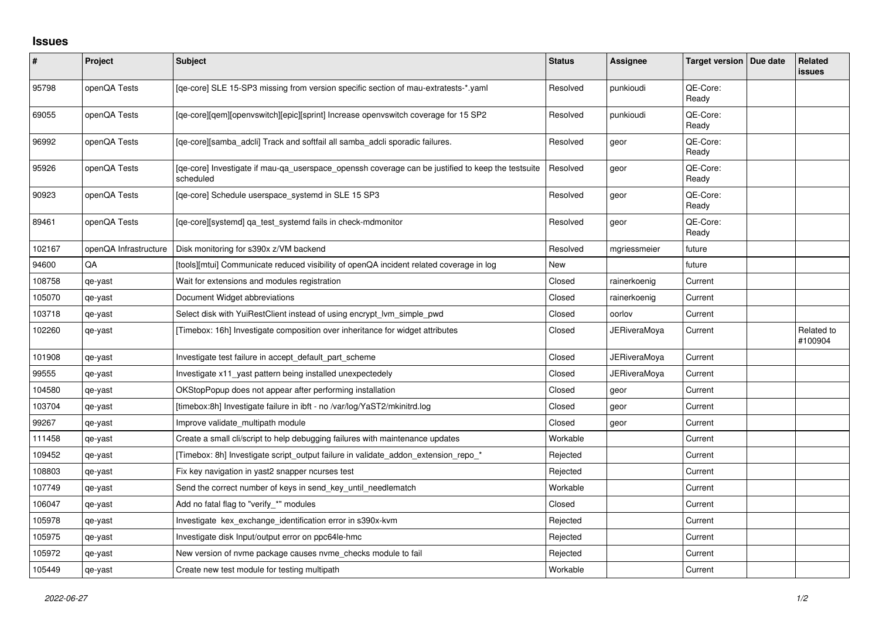## Issues

| # | Project | Subject | Status | Assignee | Target version | Due date | Related issues |
|---|---|---|---|---|---|---|---|
| 95798 | openQA Tests | [qe-core] SLE 15-SP3 missing from version specific section of mau-extratests-*.yaml | Resolved | punkioudi | QE-Core: Ready | | |
| 69055 | openQA Tests | [qe-core][qem][openvswitch][epic][sprint] Increase openvswitch coverage for 15 SP2 | Resolved | punkioudi | QE-Core: Ready | | |
| 96992 | openQA Tests | [qe-core][samba_adcli] Track and softfail all samba_adcli sporadic failures. | Resolved | geor | QE-Core: Ready | | |
| 95926 | openQA Tests | [qe-core] Investigate if mau-qa_userspace_openssh coverage can be justified to keep the testsuite scheduled | Resolved | geor | QE-Core: Ready | | |
| 90923 | openQA Tests | [qe-core] Schedule userspace_systemd in SLE 15 SP3 | Resolved | geor | QE-Core: Ready | | |
| 89461 | openQA Tests | [qe-core][systemd] qa_test_systemd fails in check-mdmonitor | Resolved | geor | QE-Core: Ready | | |
| 102167 | openQA Infrastructure | Disk monitoring for s390x z/VM backend | Resolved | mgriessmeier | future | | |
| 94600 | QA | [tools][mtui] Communicate reduced visibility of openQA incident related coverage in log | New | | future | | |
| 108758 | qe-yast | Wait for extensions and modules registration | Closed | rainerkoenig | Current | | |
| 105070 | qe-yast | Document Widget abbreviations | Closed | rainerkoenig | Current | | |
| 103718 | qe-yast | Select disk with YuiRestClient instead of using encrypt_lvm_simple_pwd | Closed | oorlov | Current | | |
| 102260 | qe-yast | [Timebox: 16h] Investigate composition over inheritance for widget attributes | Closed | JERiveraMoya | Current | | Related to #100904 |
| 101908 | qe-yast | Investigate test failure in accept_default_part_scheme | Closed | JERiveraMoya | Current | | |
| 99555 | qe-yast | Investigate x11_yast pattern being installed unexpectedely | Closed | JERiveraMoya | Current | | |
| 104580 | qe-yast | OKStopPopup does not appear after performing installation | Closed | geor | Current | | |
| 103704 | qe-yast | [timebox:8h] Investigate failure in ibft - no /var/log/YaST2/mkinitrd.log | Closed | geor | Current | | |
| 99267 | qe-yast | Improve validate_multipath module | Closed | geor | Current | | |
| 111458 | qe-yast | Create a small cli/script to help debugging failures with maintenance updates | Workable | | Current | | |
| 109452 | qe-yast | [Timebox: 8h] Investigate script_output failure in validate_addon_extension_repo_* | Rejected | | Current | | |
| 108803 | qe-yast | Fix key navigation in yast2 snapper ncurses test | Rejected | | Current | | |
| 107749 | qe-yast | Send the correct number of keys in send_key_until_needlematch | Workable | | Current | | |
| 106047 | qe-yast | Add no fatal flag to "verify_*" modules | Closed | | Current | | |
| 105978 | qe-yast | Investigate kex_exchange_identification error in s390x-kvm | Rejected | | Current | | |
| 105975 | qe-yast | Investigate disk Input/output error on ppc64le-hmc | Rejected | | Current | | |
| 105972 | qe-yast | New version of nvme package causes nvme_checks module to fail | Rejected | | Current | | |
| 105449 | qe-yast | Create new test module for testing multipath | Workable | | Current | | |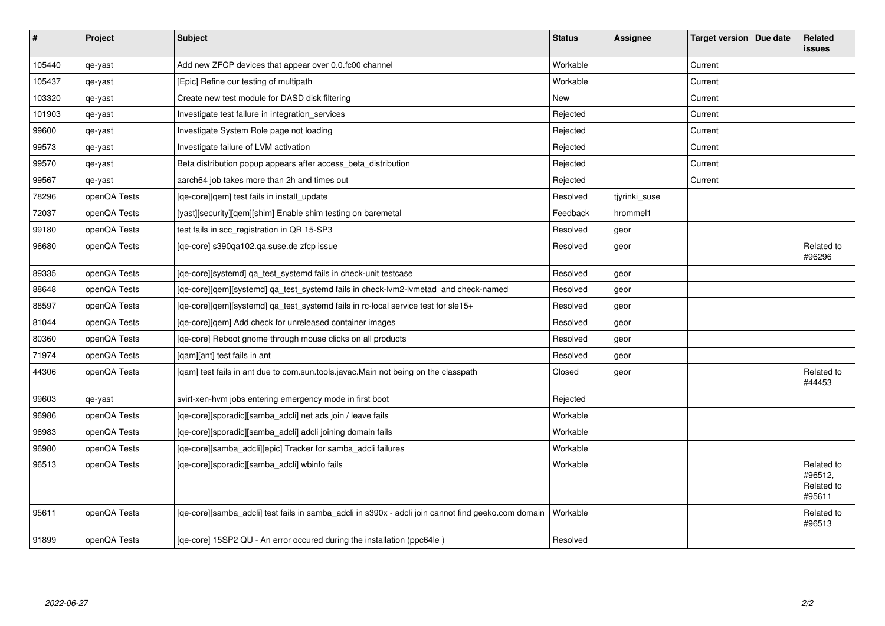| # | Project | Subject | Status | Assignee | Target version | Due date | Related issues |
|---|---|---|---|---|---|---|---|
| 105440 | qe-yast | Add new ZFCP devices that appear over 0.0.fc00 channel | Workable | | Current | | |
| 105437 | qe-yast | [Epic] Refine our testing of multipath | Workable | | Current | | |
| 103320 | qe-yast | Create new test module for DASD disk filtering | New | | Current | | |
| 101903 | qe-yast | Investigate test failure in integration_services | Rejected | | Current | | |
| 99600 | qe-yast | Investigate System Role page not loading | Rejected | | Current | | |
| 99573 | qe-yast | Investigate failure of LVM activation | Rejected | | Current | | |
| 99570 | qe-yast | Beta distribution popup appears after access_beta_distribution | Rejected | | Current | | |
| 99567 | qe-yast | aarch64 job takes more than 2h and times out | Rejected | | Current | | |
| 78296 | openQA Tests | [qe-core][qem] test fails in install_update | Resolved | tjyrinki_suse | | | |
| 72037 | openQA Tests | [yast][security][qem][shim] Enable shim testing on baremetal | Feedback | hrommel1 | | | |
| 99180 | openQA Tests | test fails in scc_registration in QR 15-SP3 | Resolved | geor | | | |
| 96680 | openQA Tests | [qe-core] s390qa102.qa.suse.de zfcp issue | Resolved | geor | | | Related to #96296 |
| 89335 | openQA Tests | [qe-core][systemd] qa_test_systemd fails in check-unit testcase | Resolved | geor | | | |
| 88648 | openQA Tests | [qe-core][qem][systemd] qa_test_systemd fails in check-lvm2-lvmetad and check-named | Resolved | geor | | | |
| 88597 | openQA Tests | [qe-core][qem][systemd] qa_test_systemd fails in rc-local service test for sle15+ | Resolved | geor | | | |
| 81044 | openQA Tests | [qe-core][qem] Add check for unreleased container images | Resolved | geor | | | |
| 80360 | openQA Tests | [qe-core] Reboot gnome through mouse clicks on all products | Resolved | geor | | | |
| 71974 | openQA Tests | [qam][ant] test fails in ant | Resolved | geor | | | |
| 44306 | openQA Tests | [qam] test fails in ant due to com.sun.tools.javac.Main not being on the classpath | Closed | geor | | | Related to #44453 |
| 99603 | qe-yast | svirt-xen-hvm jobs entering emergency mode in first boot | Rejected | | | | |
| 96986 | openQA Tests | [qe-core][sporadic][samba_adcli] net ads join / leave fails | Workable | | | | |
| 96983 | openQA Tests | [qe-core][sporadic][samba_adcli] adcli joining domain fails | Workable | | | | |
| 96980 | openQA Tests | [qe-core][samba_adcli][epic] Tracker for samba_adcli failures | Workable | | | | |
| 96513 | openQA Tests | [qe-core][sporadic][samba_adcli] wbinfo fails | Workable | | | | Related to #96512, Related to #95611 |
| 95611 | openQA Tests | [qe-core][samba_adcli] test fails in samba_adcli in s390x - adcli join cannot find geeko.com domain | Workable | | | | Related to #96513 |
| 91899 | openQA Tests | [qe-core] 15SP2 QU - An error occured during the installation (ppc64le ) | Resolved | | | | |

2022-06-27